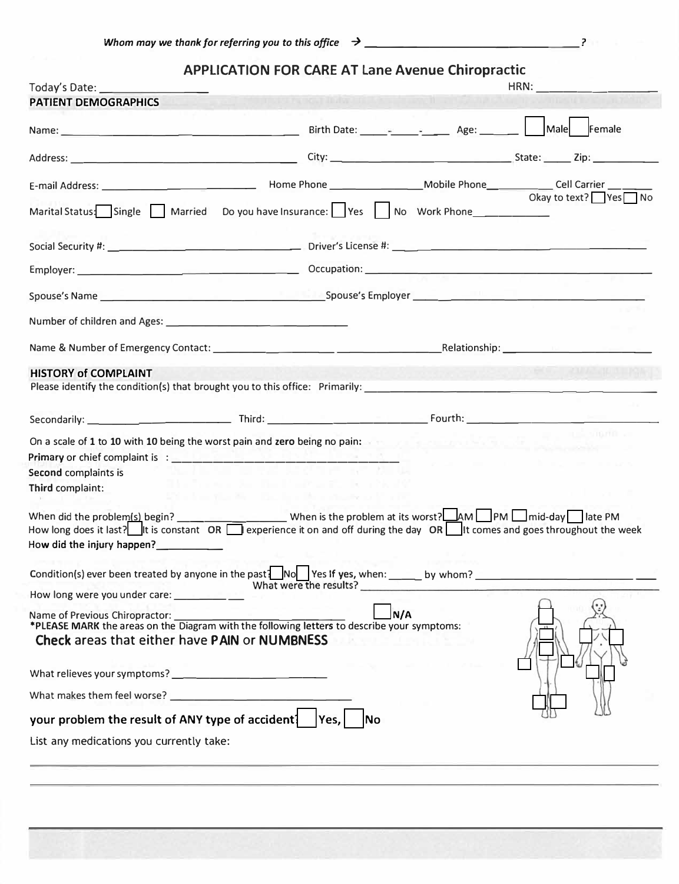*Whom may we thank for referring you to this office* → ______________________________?

# APPLICATION FOR CARE AT Lane Avenue Chiropractic

Today's Date: ________________ HRN: ________________

## PATIENT DEMOGRAPHICS

Name: ______________________________ Birth Date: _____-_____-_____ Age: ______ ☐ Male ☐ Female

Address: ______________________________ City: ______________________ State: _____ Zip: __________

E-mail Address: ______________________ Home Phone ______________ Mobile Phone __________ Cell Carrier ________

Okay to text? ☐ Yes ☐ No

Marital Status: ☐ Single ☐ Married Do you have Insurance: ☐ Yes ☐ No Work Phone ____________

Social Security #: ______________________________ Driver's License #: ______________________________

Employer: ______________________________ Occupation: ______________________________

Spouse's Name ______________________________ Spouse's Employer ______________________________

Number of children and Ages: ______________________________

Name & Number of Emergency Contact: ____________________ ____________________ Relationship: ____________________

## HISTORY of COMPLAINT

Please identify the condition(s) that brought you to this office: Primarily: ______________________________

Secondarily: ____________________ Third: ____________________ Fourth: ____________________

On a scale of **1** to **10** with **10** being the worst pain and **zero** being no pain:

**Primary** or chief complaint is : ______________________________

**Second** complaints is

**Third** complaint:

When did the problem(s) begin? ________________ When is the problem at its worst? ☐ AM ☐ PM ☐ mid-day ☐ late PM

How long does it last? ☐ It is constant OR ☐ I experience it on and off during the day OR ☐ It comes and goes throughout the week

**How did the injury happen?** __________

Condition(s) ever been treated by anyone in the past? ☐ No ☐ Yes If **yes**, when: ______ by whom? ______________________

What were the results? ______________________________

How long were you under care: __________

Name of Previous Chiropractor: ______________________ ☐ N/A

***PLEASE MARK** the areas on the Diagram with the following **letters** to describe your symptoms:

**Check** areas that either have **PAIN** or **NUMBNESS**

What relieves your symptoms? ______________________________

What makes them feel worse? ______________________________

**your problem the result of ANY type of accident?** ☐ **Yes,** ☐ **No**

List any medications you currently take:

______________________________________________________________________

______________________________________________________________________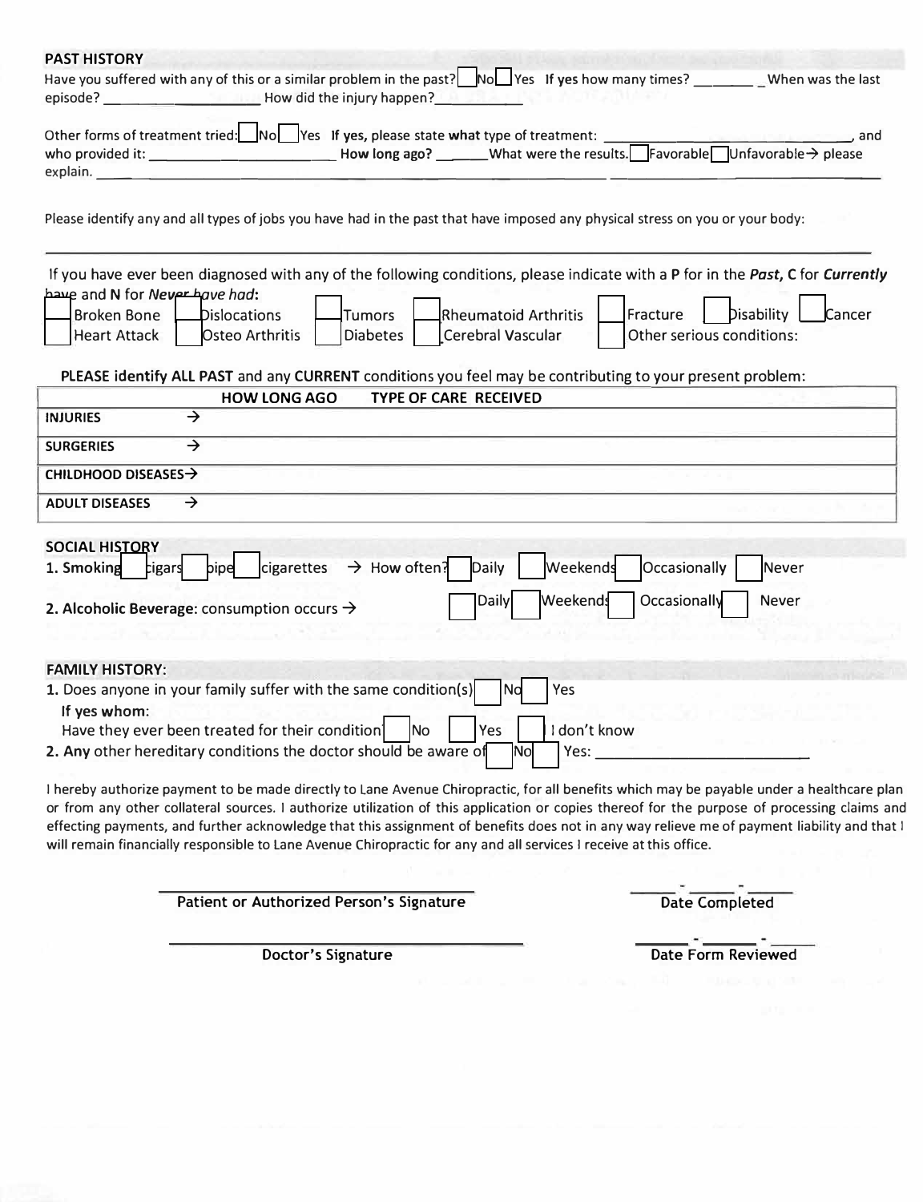## PAST HISTORY

Have you suffered with any of this or a similar problem in the past? ☐ No ☐ Yes **If yes** how many times? ________ When was the last episode? ____________________ How did the injury happen? ___________

Other forms of treatment tried: ☐ No ☐ Yes **If yes, please state what type of treatment:** ______________________________, and who provided it: ________________________ **How long ago?** _______ What were the results. ☐ Favorable ☐ Unfavorable → please explain. ______________________________________________________________________________________________

Please identify any and all types of jobs you have had in the past that have imposed any physical stress on you or your body:

______________________________________________________________________________________________

If you have ever been diagnosed with any of the following conditions, please indicate with a **P** for in the ***Past***, **C** for ***Currently*** have and **N** for *Never have had*:

| | | | | | | |
|---|---|---|---|---|---|---|
| ☐ Broken Bone | ☐ Dislocations | ☐ Tumors | ☐ Rheumatoid Arthritis | ☐ Fracture | ☐ Disability | ☐ Cancer |
| ☐ Heart Attack | ☐ Osteo Arthritis | ☐ Diabetes | ☐ Cerebral Vascular | ☐ Other serious conditions: | | |

**PLEASE identify ALL PAST** and any **CURRENT** conditions you feel may be contributing to your present problem:

| | HOW LONG AGO | TYPE OF CARE RECEIVED |
|---|---|---|
| **INJURIES** → | | |
| **SURGERIES** → | | |
| **CHILDHOOD DISEASES**→ | | |
| **ADULT DISEASES** → | | |

## SOCIAL HISTORY

**1. Smoking** ☐ cigars ☐ pipe ☐ cigarettes → How often? ☐ Daily ☐ Weekends ☐ Occasionally ☐ Never

**2. Alcoholic Beverage**: consumption occurs → ☐ Daily ☐ Weekends ☐ Occasionally ☐ Never

## FAMILY HISTORY:

1. Does anyone in your family suffer with the same condition(s) ☐ No ☐ Yes
   **If yes whom**:
   Have they ever been treated for their condition ☐ No ☐ Yes ☐ I don't know
2. **Any** other hereditary conditions the doctor should be aware of ☐ No ☐ Yes: ________________________

I hereby authorize payment to be made directly to Lane Avenue Chiropractic, for all benefits which may be payable under a healthcare plan or from any other collateral sources. I authorize utilization of this application or copies thereof for the purpose of processing claims and effecting payments, and further acknowledge that this assignment of benefits does not in any way relieve me of payment liability and that I will remain financially responsible to Lane Avenue Chiropractic for any and all services I receive at this office.

______________________________ **Patient or Authorized Person's Signature** ______ - ______ - ______ **Date Completed**

______________________________ **Doctor's Signature** ______ - ______ - ______ **Date Form Reviewed**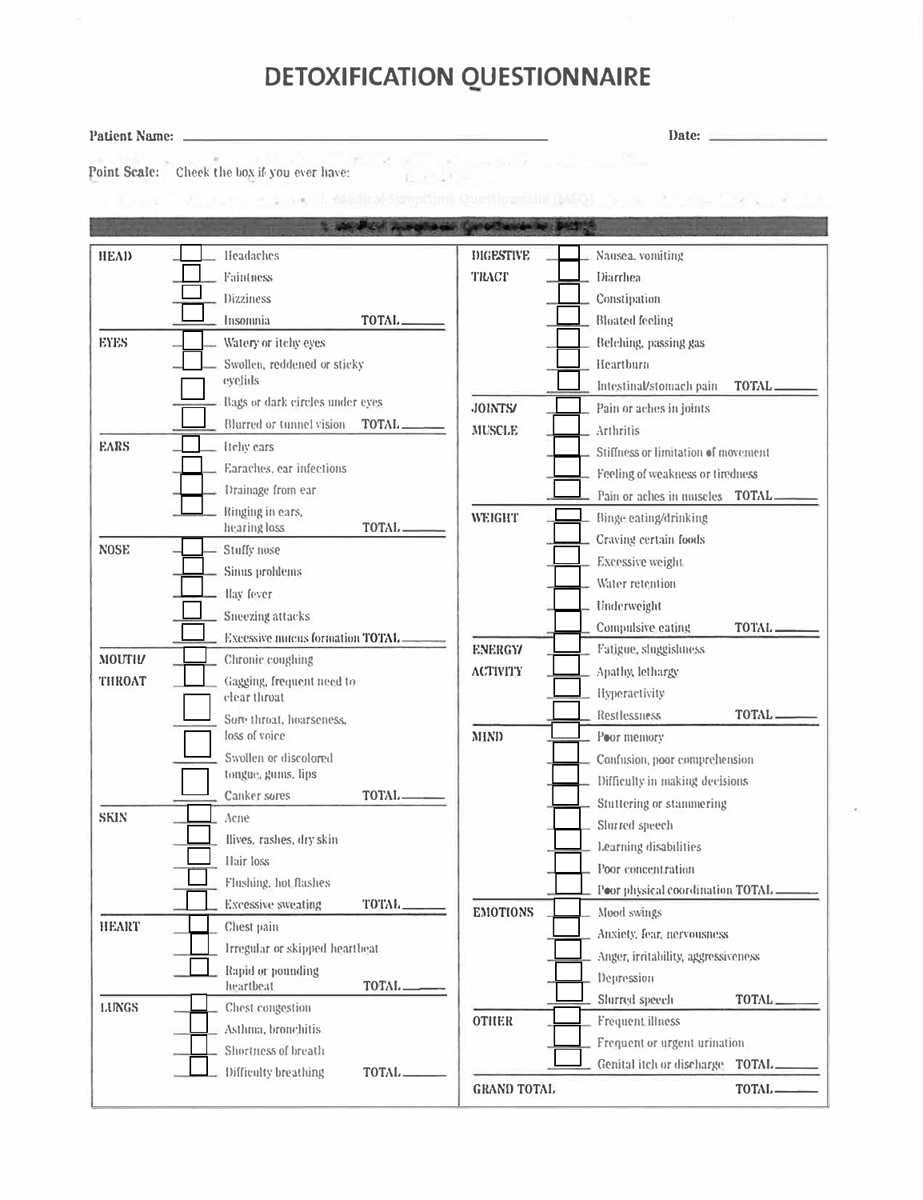# DETOXIFICATION QUESTIONNAIRE

**Patient Name:** ______________________ **Date:** ____________

**Point Scale:** Check the box if you ever have:

Medical Symptoms Questionnaire (MSQ)

**HEAD**
- [ ] Headaches
- [ ] Faintness
- [ ] Dizziness
- [ ] Insomnia

TOTAL ______

**EYES**
- [ ] Watery or itchy eyes
- [ ] Swollen, reddened or sticky eyelids
- [ ] Bags or dark circles under eyes
- [ ] Blurred or tunnel vision

TOTAL ______

**EARS**
- [ ] Itchy ears
- [ ] Earaches, ear infections
- [ ] Drainage from ear
- [ ] Ringing in ears, hearing loss

TOTAL ______

**NOSE**
- [ ] Stuffy nose
- [ ] Sinus problems
- [ ] Hay fever
- [ ] Sneezing attacks
- [ ] Excessive mucus formation

TOTAL ______

**MOUTH/THROAT**
- [ ] Chronic coughing
- [ ] Gagging, frequent need to clear throat
- [ ] Sore throat, hoarseness, loss of voice
- [ ] Swollen or discolored tongue, gums, lips
- [ ] Canker sores

TOTAL ______

**SKIN**
- [ ] Acne
- [ ] Hives, rashes, dry skin
- [ ] Hair loss
- [ ] Flushing, hot flashes
- [ ] Excessive sweating

TOTAL ______

**HEART**
- [ ] Chest pain
- [ ] Irregular or skipped heartbeat
- [ ] Rapid or pounding heartbeat

TOTAL ______

**LUNGS**
- [ ] Chest congestion
- [ ] Asthma, bronchitis
- [ ] Shortness of breath
- [ ] Difficulty breathing

TOTAL ______

**DIGESTIVE TRACT**
- [ ] Nausea, vomiting
- [ ] Diarrhea
- [ ] Constipation
- [ ] Bloated feeling
- [ ] Belching, passing gas
- [ ] Heartburn
- [ ] Intestinal/stomach pain

TOTAL ______

**JOINTS/MUSCLE**
- [ ] Pain or aches in joints
- [ ] Arthritis
- [ ] Stiffness or limitation of movement
- [ ] Feeling of weakness or tiredness
- [ ] Pain or aches in muscles

TOTAL ______

**WEIGHT**
- [ ] Binge eating/drinking
- [ ] Craving certain foods
- [ ] Excessive weight
- [ ] Water retention
- [ ] Underweight
- [ ] Compulsive eating

TOTAL ______

**ENERGY/ACTIVITY**
- [ ] Fatigue, sluggishness
- [ ] Apathy, lethargy
- [ ] Hyperactivity
- [ ] Restlessness

TOTAL ______

**MIND**
- [ ] Poor memory
- [ ] Confusion, poor comprehension
- [ ] Difficulty in making decisions
- [ ] Stuttering or stammering
- [ ] Slurred speech
- [ ] Learning disabilities
- [ ] Poor concentration
- [ ] Poor physical coordination

TOTAL ______

**EMOTIONS**
- [ ] Mood swings
- [ ] Anxiety, fear, nervousness
- [ ] Anger, irritability, aggressiveness
- [ ] Depression
- [ ] Slurred speech

TOTAL ______

**OTHER**
- [ ] Frequent illness
- [ ] Frequent or urgent urination
- [ ] Genital itch or discharge

TOTAL ______

**GRAND TOTAL** TOTAL ______